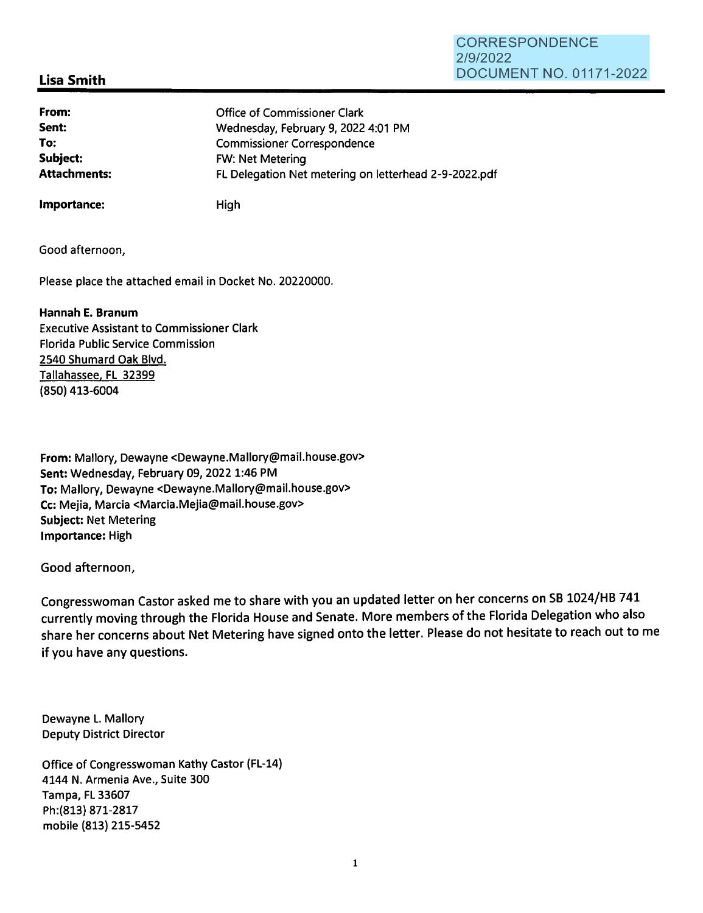CORRESPONDENCE
2/9/2022
DOCUMENT NO. 01171-2022

**Lisa Smith**

| | |
|---|---|
| **From:** | Office of Commissioner Clark |
| **Sent:** | Wednesday, February 9, 2022 4:01 PM |
| **To:** | Commissioner Correspondence |
| **Subject:** | FW: Net Metering |
| **Attachments:** | FL Delegation Net metering on letterhead 2-9-2022.pdf |
| **Importance:** | High |

Good afternoon,

Please place the attached email in Docket No. 20220000.

**Hannah E. Branum**
Executive Assistant to Commissioner Clark
Florida Public Service Commission
2540 Shumard Oak Blvd.
Tallahassee, FL 32399
(850) 413-6004

**From:** Mallory, Dewayne <Dewayne.Mallory@mail.house.gov>
**Sent:** Wednesday, February 09, 2022 1:46 PM
**To:** Mallory, Dewayne <Dewayne.Mallory@mail.house.gov>
**Cc:** Mejia, Marcia <Marcia.Mejia@mail.house.gov>
**Subject:** Net Metering
**Importance:** High

Good afternoon,

Congresswoman Castor asked me to share with you an updated letter on her concerns on SB 1024/HB 741 currently moving through the Florida House and Senate. More members of the Florida Delegation who also share her concerns about Net Metering have signed onto the letter. Please do not hesitate to reach out to me if you have any questions.

Dewayne L. Mallory
Deputy District Director

Office of Congresswoman Kathy Castor (FL-14)
4144 N. Armenia Ave., Suite 300
Tampa, FL 33607
Ph:(813) 871-2817
mobile (813) 215-5452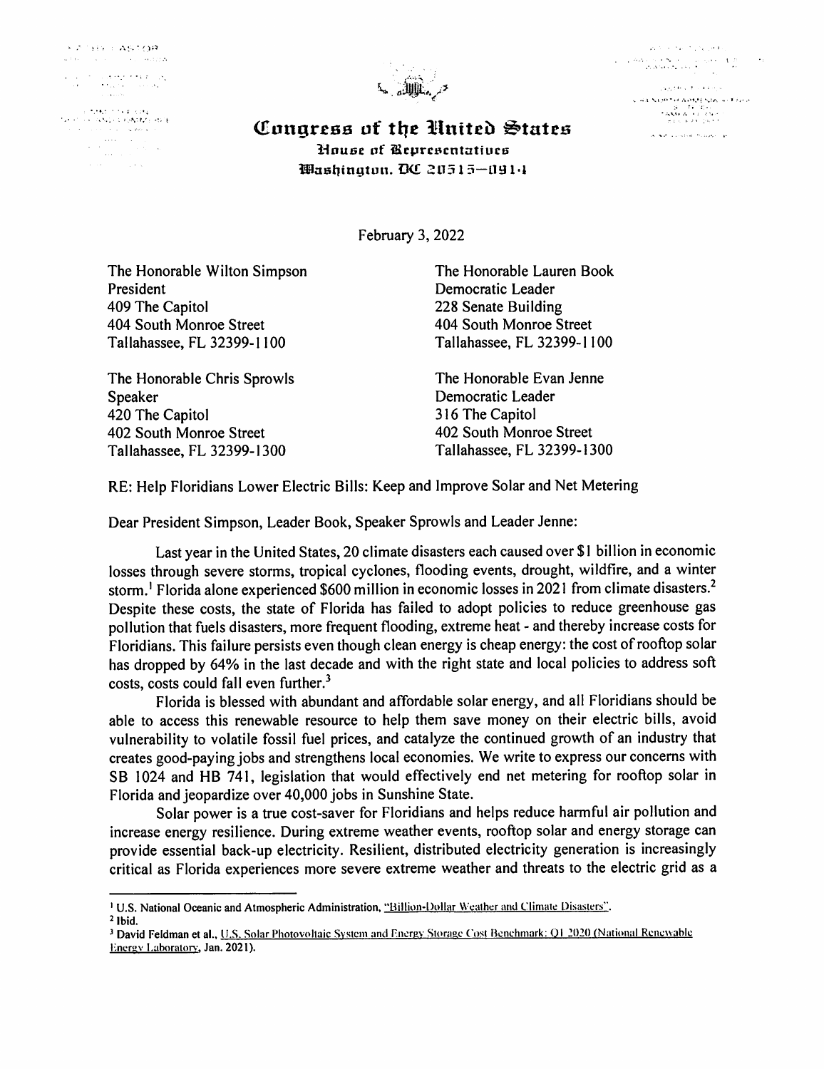# Congress of the United States

House of Representatives
Washington, DC 20515—0914

February 3, 2022

The Honorable Wilton Simpson
President
409 The Capitol
404 South Monroe Street
Tallahassee, FL 32399-1100

The Honorable Lauren Book
Democratic Leader
228 Senate Building
404 South Monroe Street
Tallahassee, FL 32399-1100

The Honorable Chris Sprowls
Speaker
420 The Capitol
402 South Monroe Street
Tallahassee, FL 32399-1300

The Honorable Evan Jenne
Democratic Leader
316 The Capitol
402 South Monroe Street
Tallahassee, FL 32399-1300

RE: Help Floridians Lower Electric Bills: Keep and Improve Solar and Net Metering

Dear President Simpson, Leader Book, Speaker Sprowls and Leader Jenne:

Last year in the United States, 20 climate disasters each caused over $1 billion in economic losses through severe storms, tropical cyclones, flooding events, drought, wildfire, and a winter storm.[1] Florida alone experienced $600 million in economic losses in 2021 from climate disasters.[2] Despite these costs, the state of Florida has failed to adopt policies to reduce greenhouse gas pollution that fuels disasters, more frequent flooding, extreme heat - and thereby increase costs for Floridians. This failure persists even though clean energy is cheap energy: the cost of rooftop solar has dropped by 64% in the last decade and with the right state and local policies to address soft costs, costs could fall even further.[3]

Florida is blessed with abundant and affordable solar energy, and all Floridians should be able to access this renewable resource to help them save money on their electric bills, avoid vulnerability to volatile fossil fuel prices, and catalyze the continued growth of an industry that creates good-paying jobs and strengthens local economies. We write to express our concerns with SB 1024 and HB 741, legislation that would effectively end net metering for rooftop solar in Florida and jeopardize over 40,000 jobs in Sunshine State.

Solar power is a true cost-saver for Floridians and helps reduce harmful air pollution and increase energy resilience. During extreme weather events, rooftop solar and energy storage can provide essential back-up electricity. Resilient, distributed electricity generation is increasingly critical as Florida experiences more severe extreme weather and threats to the electric grid as a

---

[1] U.S. National Oceanic and Atmospheric Administration, "Billion-Dollar Weather and Climate Disasters".

[2] Ibid.

[3] David Feldman et al., U.S. Solar Photovoltaic System and Energy Storage Cost Benchmark: Q1 2020 (National Renewable Energy Laboratory, Jan. 2021).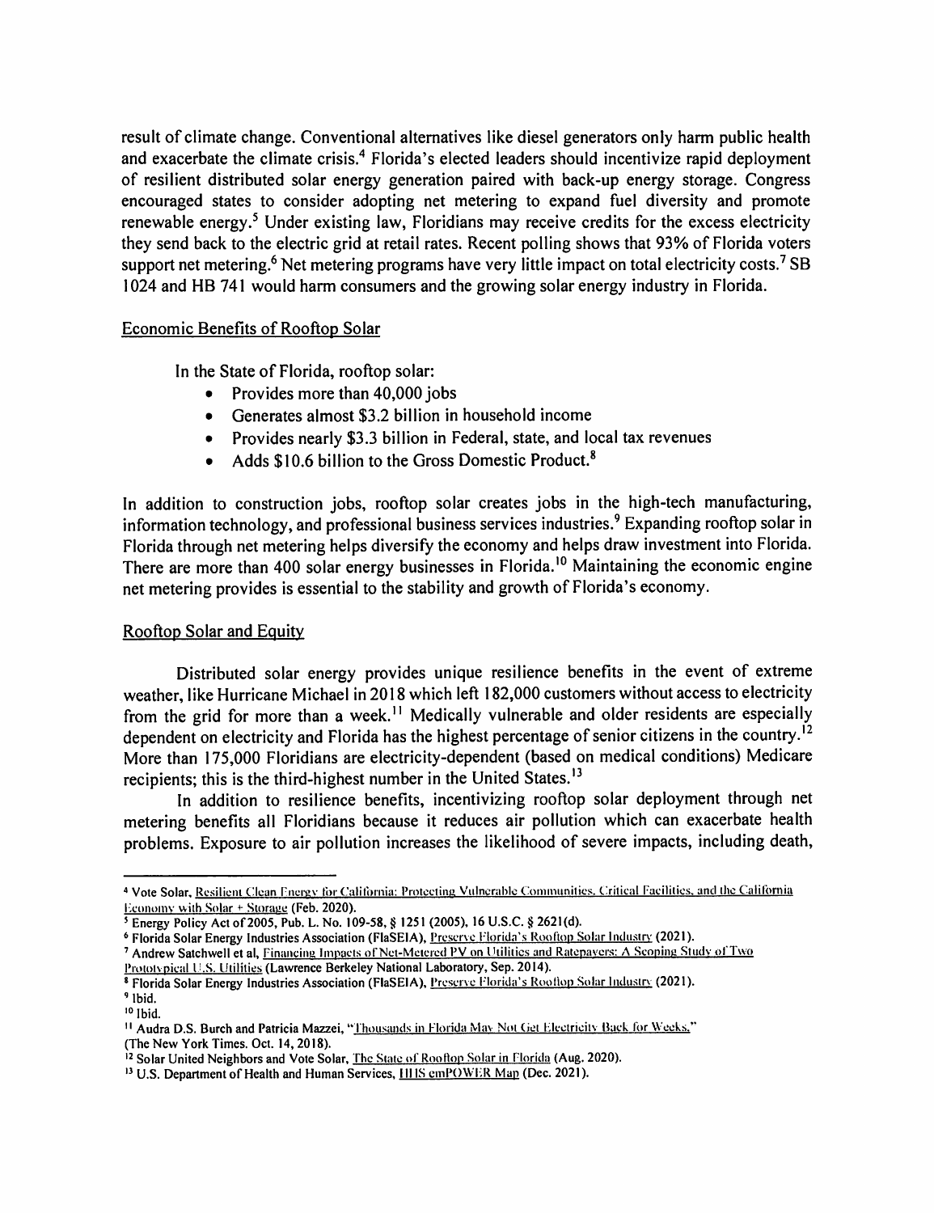result of climate change. Conventional alternatives like diesel generators only harm public health and exacerbate the climate crisis.[4] Florida's elected leaders should incentivize rapid deployment of resilient distributed solar energy generation paired with back-up energy storage. Congress encouraged states to consider adopting net metering to expand fuel diversity and promote renewable energy.[5] Under existing law, Floridians may receive credits for the excess electricity they send back to the electric grid at retail rates. Recent polling shows that 93% of Florida voters support net metering.[6] Net metering programs have very little impact on total electricity costs.[7] SB 1024 and HB 741 would harm consumers and the growing solar energy industry in Florida.

## Economic Benefits of Rooftop Solar

In the State of Florida, rooftop solar:

- Provides more than 40,000 jobs
- Generates almost $3.2 billion in household income
- Provides nearly $3.3 billion in Federal, state, and local tax revenues
- Adds $10.6 billion to the Gross Domestic Product.[8]

In addition to construction jobs, rooftop solar creates jobs in the high-tech manufacturing, information technology, and professional business services industries.[9] Expanding rooftop solar in Florida through net metering helps diversify the economy and helps draw investment into Florida. There are more than 400 solar energy businesses in Florida.[10] Maintaining the economic engine net metering provides is essential to the stability and growth of Florida's economy.

## Rooftop Solar and Equity

Distributed solar energy provides unique resilience benefits in the event of extreme weather, like Hurricane Michael in 2018 which left 182,000 customers without access to electricity from the grid for more than a week.[11] Medically vulnerable and older residents are especially dependent on electricity and Florida has the highest percentage of senior citizens in the country.[12] More than 175,000 Floridians are electricity-dependent (based on medical conditions) Medicare recipients; this is the third-highest number in the United States.[13]

In addition to resilience benefits, incentivizing rooftop solar deployment through net metering benefits all Floridians because it reduces air pollution which can exacerbate health problems. Exposure to air pollution increases the likelihood of severe impacts, including death,

---

[4] Vote Solar, Resilient Clean Energy for California: Protecting Vulnerable Communities, Critical Facilities, and the California Economy with Solar + Storage (Feb. 2020).

[5] Energy Policy Act of 2005, Pub. L. No. 109-58, § 1251 (2005), 16 U.S.C. § 2621(d).

[6] Florida Solar Energy Industries Association (FlaSEIA), Preserve Florida's Rooftop Solar Industry (2021).

[7] Andrew Satchwell et al, Financing Impacts of Net-Metered PV on Utilities and Ratepayers: A Scoping Study of Two Prototypical U.S. Utilities (Lawrence Berkeley National Laboratory, Sep. 2014).

[8] Florida Solar Energy Industries Association (FlaSEIA), Preserve Florida's Rooftop Solar Industry (2021).

[9] Ibid.

[10] Ibid.

[11] Audra D.S. Burch and Patricia Mazzei, "Thousands in Florida May Not Get Electricity Back for Weeks." (The New York Times. Oct. 14, 2018).

[12] Solar United Neighbors and Vote Solar, The State of Rooftop Solar in Florida (Aug. 2020).

[13] U.S. Department of Health and Human Services, HHS emPOWER Map (Dec. 2021).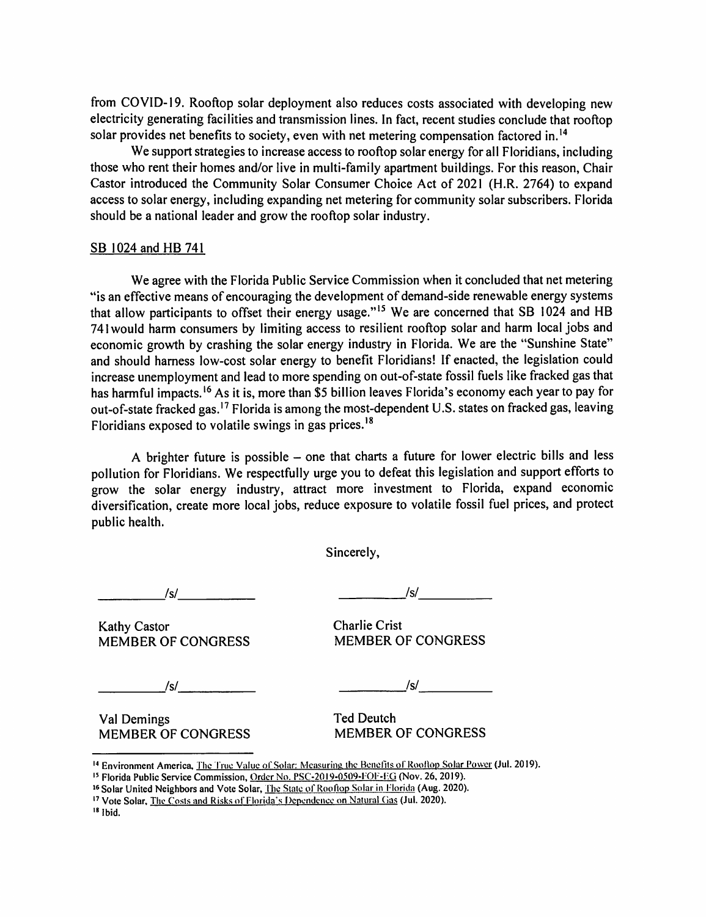from COVID-19. Rooftop solar deployment also reduces costs associated with developing new electricity generating facilities and transmission lines. In fact, recent studies conclude that rooftop solar provides net benefits to society, even with net metering compensation factored in.[14]

We support strategies to increase access to rooftop solar energy for all Floridians, including those who rent their homes and/or live in multi-family apartment buildings. For this reason, Chair Castor introduced the Community Solar Consumer Choice Act of 2021 (H.R. 2764) to expand access to solar energy, including expanding net metering for community solar subscribers. Florida should be a national leader and grow the rooftop solar industry.

<u>SB 1024 and HB 741</u>

We agree with the Florida Public Service Commission when it concluded that net metering "is an effective means of encouraging the development of demand-side renewable energy systems that allow participants to offset their energy usage."[15] We are concerned that SB 1024 and HB 741would harm consumers by limiting access to resilient rooftop solar and harm local jobs and economic growth by crashing the solar energy industry in Florida. We are the "Sunshine State" and should harness low-cost solar energy to benefit Floridians! If enacted, the legislation could increase unemployment and lead to more spending on out-of-state fossil fuels like fracked gas that has harmful impacts.[16] As it is, more than $5 billion leaves Florida's economy each year to pay for out-of-state fracked gas.[17] Florida is among the most-dependent U.S. states on fracked gas, leaving Floridians exposed to volatile swings in gas prices.[18]

A brighter future is possible – one that charts a future for lower electric bills and less pollution for Floridians. We respectfully urge you to defeat this legislation and support efforts to grow the solar energy industry, attract more investment to Florida, expand economic diversification, create more local jobs, reduce exposure to volatile fossil fuel prices, and protect public health.

Sincerely,

/s/
Kathy Castor
MEMBER OF CONGRESS

/s/
Charlie Crist
MEMBER OF CONGRESS

/s/
Val Demings
MEMBER OF CONGRESS

/s/
Ted Deutch
MEMBER OF CONGRESS

---

[14] Environment America, The True Value of Solar: Measuring the Benefits of Rooftop Solar Power (Jul. 2019).

[15] Florida Public Service Commission, Order No. PSC-2019-0509-FOF-EG (Nov. 26, 2019).

[16] Solar United Neighbors and Vote Solar, The State of Rooftop Solar in Florida (Aug. 2020).

[17] Vote Solar, The Costs and Risks of Florida's Dependence on Natural Gas (Jul. 2020).

[18] Ibid.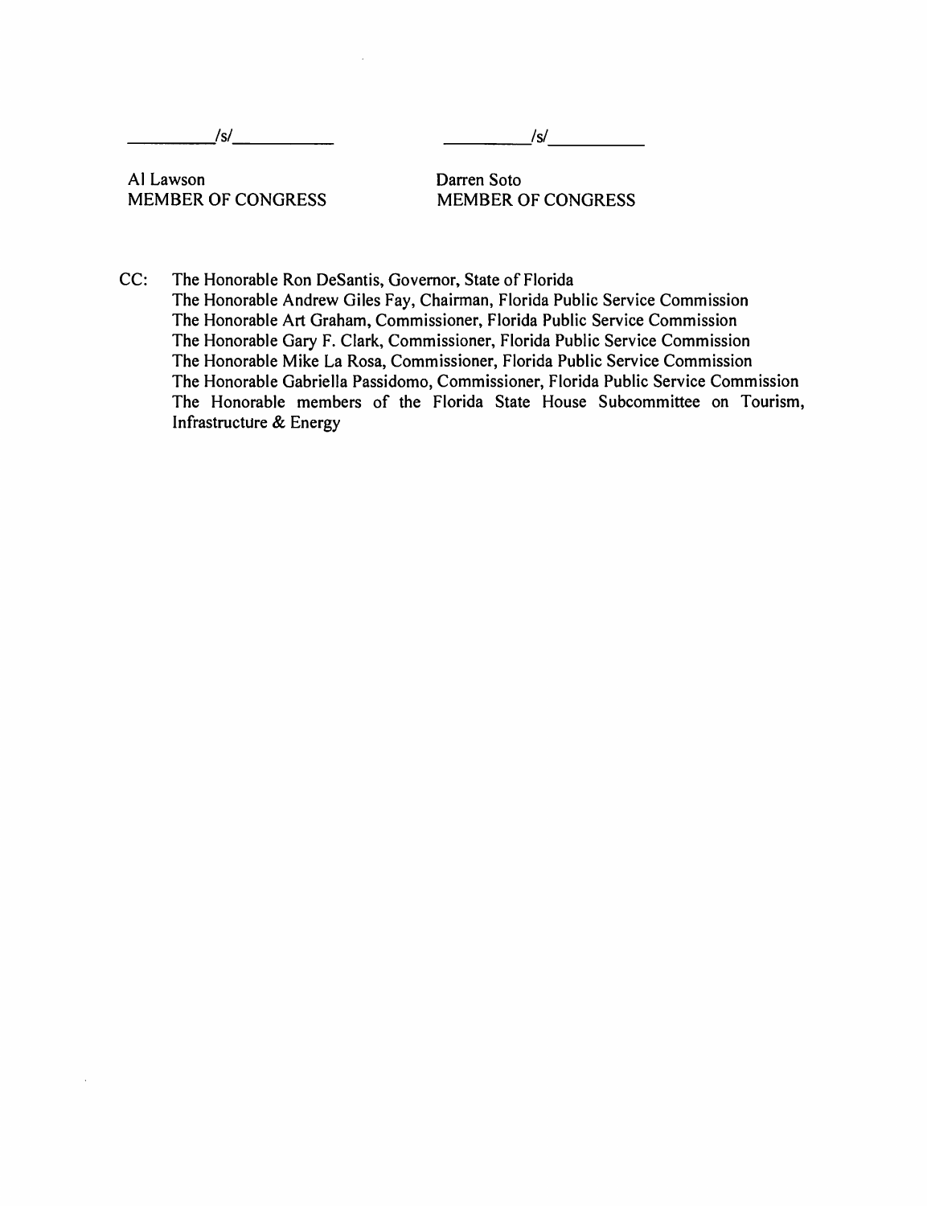/s/ | /s/
---|---
Al Lawson | Darren Soto
MEMBER OF CONGRESS | MEMBER OF CONGRESS

CC: The Honorable Ron DeSantis, Governor, State of Florida
The Honorable Andrew Giles Fay, Chairman, Florida Public Service Commission
The Honorable Art Graham, Commissioner, Florida Public Service Commission
The Honorable Gary F. Clark, Commissioner, Florida Public Service Commission
The Honorable Mike La Rosa, Commissioner, Florida Public Service Commission
The Honorable Gabriella Passidomo, Commissioner, Florida Public Service Commission
The Honorable members of the Florida State House Subcommittee on Tourism, Infrastructure & Energy